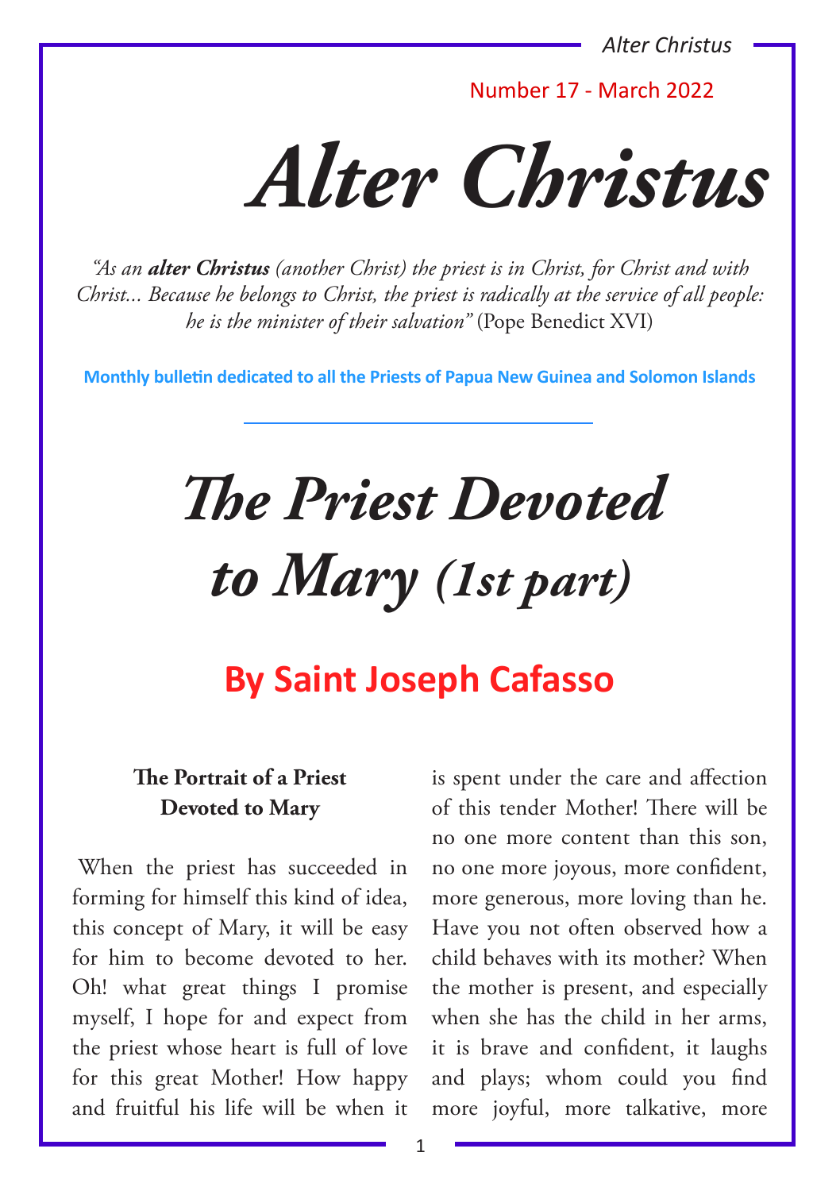Number 17 - March 2022

# Alter Christus

*"As an **alter Christus** (another Christ) the priest is in Christ, for Christ and with Christ... Because he belongs to Christ, the priest is radically at the service of all people: he is the minister of their salvation"* (Pope Benedict XVI)

**Monthly bulletin dedicated to all the Priests of Papua New Guinea and Solomon Islands**

# *The Priest Devoted to Mary (1st part)*

## By Saint Joseph Cafasso

### The Portrait of a Priest Devoted to Mary

When the priest has succeeded in forming for himself this kind of idea, this concept of Mary, it will be easy for him to become devoted to her. Oh! what great things I promise myself, I hope for and expect from the priest whose heart is full of love for this great Mother! How happy and fruitful his life will be when it is spent under the care and affection of this tender Mother! There will be no one more content than this son, no one more joyous, more confident, more generous, more loving than he. Have you not often observed how a child behaves with its mother? When the mother is present, and especially when she has the child in her arms, it is brave and confident, it laughs and plays; whom could you find more joyful, more talkative, more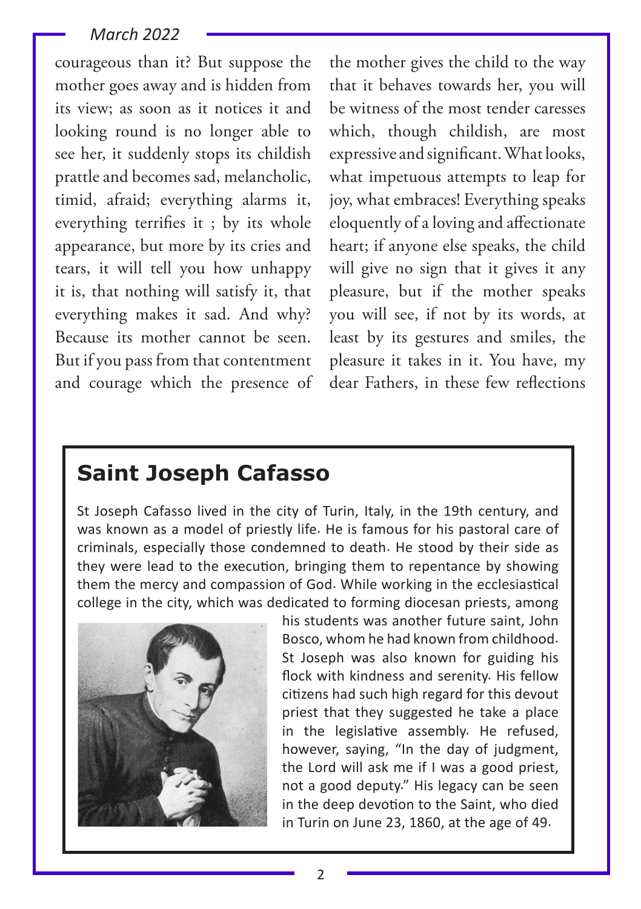courageous than it? But suppose the mother goes away and is hidden from its view; as soon as it notices it and looking round is no longer able to see her, it suddenly stops its childish prattle and becomes sad, melancholic, timid, afraid; everything alarms it, everything terrifies it ; by its whole appearance, but more by its cries and tears, it will tell you how unhappy it is, that nothing will satisfy it, that everything makes it sad. And why? Because its mother cannot be seen. But if you pass from that contentment and courage which the presence of the mother gives the child to the way that it behaves towards her, you will be witness of the most tender caresses which, though childish, are most expressive and significant. What looks, what impetuous attempts to leap for joy, what embraces! Everything speaks eloquently of a loving and affectionate heart; if anyone else speaks, the child will give no sign that it gives it any pleasure, but if the mother speaks you will see, if not by its words, at least by its gestures and smiles, the pleasure it takes in it. You have, my dear Fathers, in these few reflections

## Saint Joseph Cafasso

St Joseph Cafasso lived in the city of Turin, Italy, in the 19th century, and was known as a model of priestly life. He is famous for his pastoral care of criminals, especially those condemned to death. He stood by their side as they were lead to the execution, bringing them to repentance by showing them the mercy and compassion of God. While working in the ecclesiastical college in the city, which was dedicated to forming diocesan priests, among his students was another future saint, John Bosco, whom he had known from childhood. St Joseph was also known for guiding his flock with kindness and serenity. His fellow citizens had such high regard for this devout priest that they suggested he take a place in the legislative assembly. He refused, however, saying, "In the day of judgment, the Lord will ask me if I was a good priest, not a good deputy." His legacy can be seen in the deep devotion to the Saint, who died in Turin on June 23, 1860, at the age of 49.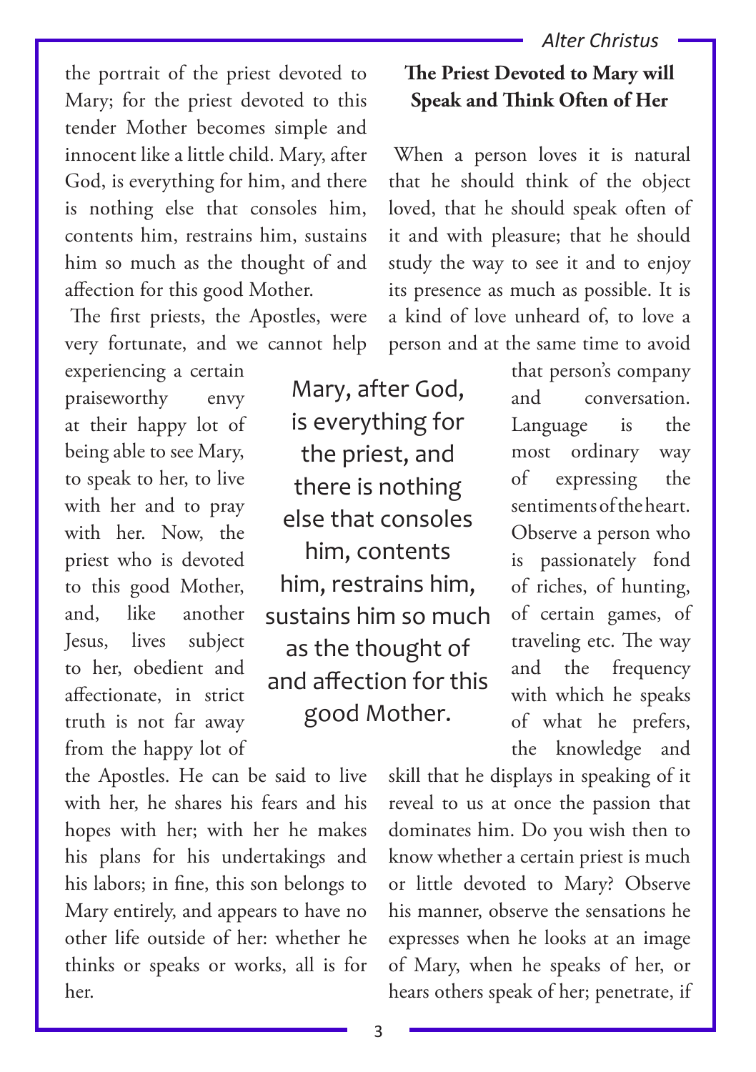the portrait of the priest devoted to Mary; for the priest devoted to this tender Mother becomes simple and innocent like a little child. Mary, after God, is everything for him, and there is nothing else that consoles him, contents him, restrains him, sustains him so much as the thought of and affection for this good Mother.

The first priests, the Apostles, were very fortunate, and we cannot help experiencing a certain praiseworthy envy at their happy lot of being able to see Mary, to speak to her, to live with her and to pray with her. Now, the priest who is devoted to this good Mother, and, like another Jesus, lives subject to her, obedient and affectionate, in strict truth is not far away from the happy lot of the Apostles. He can be said to live with her, he shares his fears and his hopes with her; with her he makes his plans for his undertakings and his labors; in fine, this son belongs to Mary entirely, and appears to have no other life outside of her: whether he thinks or speaks or works, all is for her.

> Mary, after God, is everything for the priest, and there is nothing else that consoles him, contents him, restrains him, sustains him so much as the thought of and affection for this good Mother.

## The Priest Devoted to Mary will Speak and Think Often of Her

When a person loves it is natural that he should think of the object loved, that he should speak often of it and with pleasure; that he should study the way to see it and to enjoy its presence as much as possible. It is a kind of love unheard of, to love a person and at the same time to avoid that person's company and conversation. Language is the most ordinary way of expressing the sentiments of the heart. Observe a person who is passionately fond of riches, of hunting, of certain games, of traveling etc. The way and the frequency with which he speaks of what he prefers, the knowledge and skill that he displays in speaking of it reveal to us at once the passion that dominates him. Do you wish then to know whether a certain priest is much or little devoted to Mary? Observe his manner, observe the sensations he expresses when he looks at an image of Mary, when he speaks of her, or hears others speak of her; penetrate, if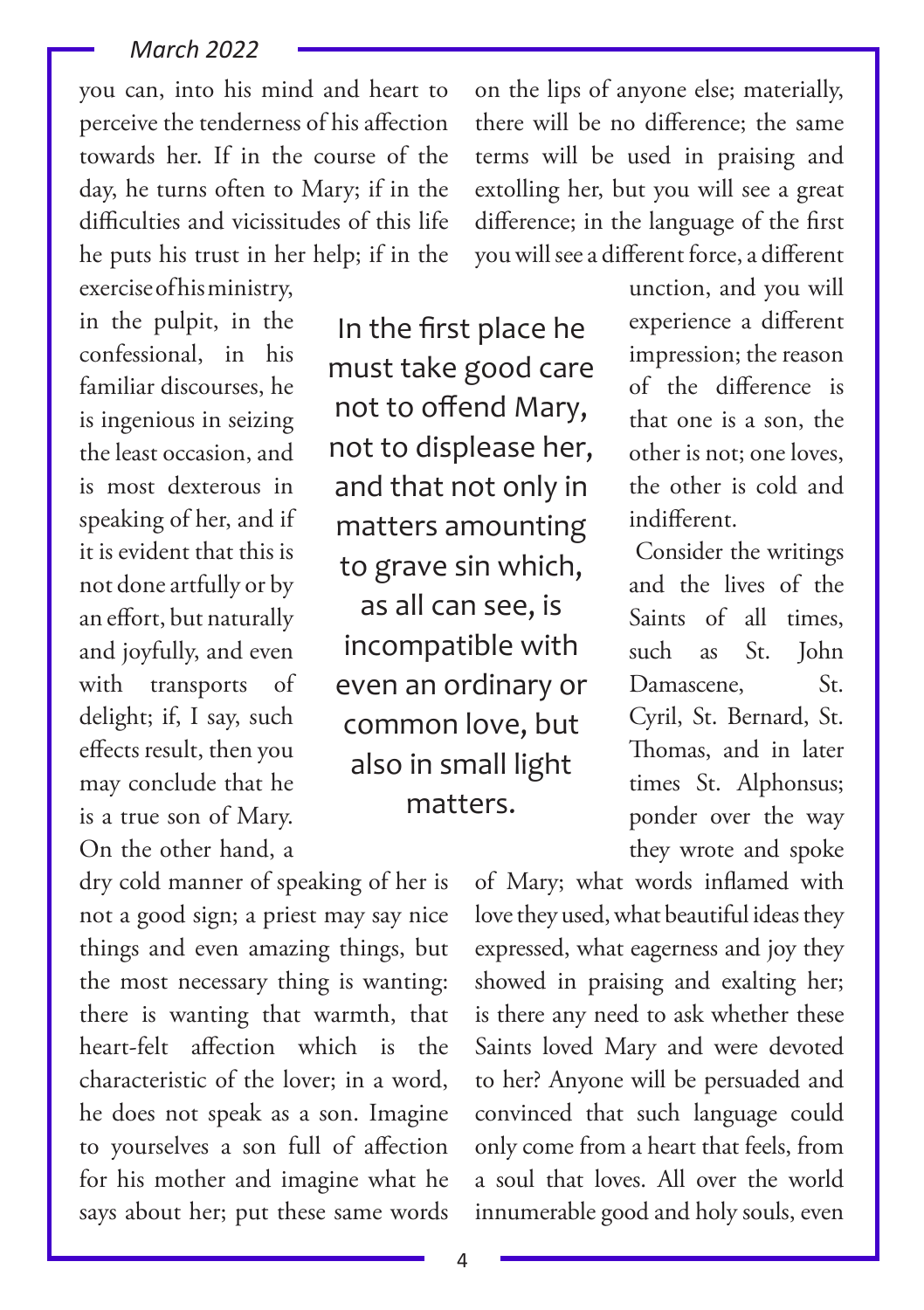you can, into his mind and heart to perceive the tenderness of his affection towards her. If in the course of the day, he turns often to Mary; if in the difficulties and vicissitudes of this life he puts his trust in her help; if in the exercise of his ministry, in the pulpit, in the confessional, in his familiar discourses, he is ingenious in seizing the least occasion, and is most dexterous in speaking of her, and if it is evident that this is not done artfully or by an effort, but naturally and joyfully, and even with transports of delight; if, I say, such effects result, then you may conclude that he is a true son of Mary. On the other hand, a dry cold manner of speaking of her is not a good sign; a priest may say nice things and even amazing things, but the most necessary thing is wanting: there is wanting that warmth, that heart-felt affection which is the characteristic of the lover; in a word, he does not speak as a son. Imagine to yourselves a son full of affection for his mother and imagine what he says about her; put these same words on the lips of anyone else; materially, there will be no difference; the same terms will be used in praising and extolling her, but you will see a great difference; in the language of the first you will see a different force, a different unction, and you will experience a different impression; the reason of the difference is that one is a son, the other is not; one loves, the other is cold and indifferent.

> In the first place he must take good care not to offend Mary, not to displease her, and that not only in matters amounting to grave sin which, as all can see, is incompatible with even an ordinary or common love, but also in small light matters.

Consider the writings and the lives of the Saints of all times, such as St. John Damascene, St. Cyril, St. Bernard, St. Thomas, and in later times St. Alphonsus; ponder over the way they wrote and spoke of Mary; what words inflamed with love they used, what beautiful ideas they expressed, what eagerness and joy they showed in praising and exalting her; is there any need to ask whether these Saints loved Mary and were devoted to her? Anyone will be persuaded and convinced that such language could only come from a heart that feels, from a soul that loves. All over the world innumerable good and holy souls, even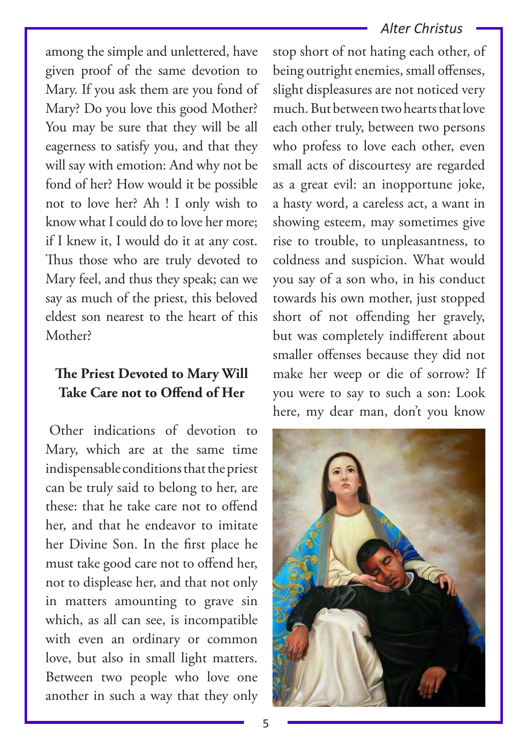among the simple and unlettered, have given proof of the same devotion to Mary. If you ask them are you fond of Mary? Do you love this good Mother? You may be sure that they will be all eagerness to satisfy you, and that they will say with emotion: And why not be fond of her? How would it be possible not to love her? Ah ! I only wish to know what I could do to love her more; if I knew it, I would do it at any cost. Thus those who are truly devoted to Mary feel, and thus they speak; can we say as much of the priest, this beloved eldest son nearest to the heart of this Mother?

## The Priest Devoted to Mary Will Take Care not to Offend of Her

Other indications of devotion to Mary, which are at the same time indispensable conditions that the priest can be truly said to belong to her, are these: that he take care not to offend her, and that he endeavor to imitate her Divine Son. In the first place he must take good care not to offend her, not to displease her, and that not only in matters amounting to grave sin which, as all can see, is incompatible with even an ordinary or common love, but also in small light matters. Between two people who love one another in such a way that they only stop short of not hating each other, of being outright enemies, small offenses, slight displeasures are not noticed very much. But between two hearts that love each other truly, between two persons who profess to love each other, even small acts of discourtesy are regarded as a great evil: an inopportune joke, a hasty word, a careless act, a want in showing esteem, may sometimes give rise to trouble, to unpleasantness, to coldness and suspicion. What would you say of a son who, in his conduct towards his own mother, just stopped short of not offending her gravely, but was completely indifferent about smaller offenses because they did not make her weep or die of sorrow? If you were to say to such a son: Look here, my dear man, don't you know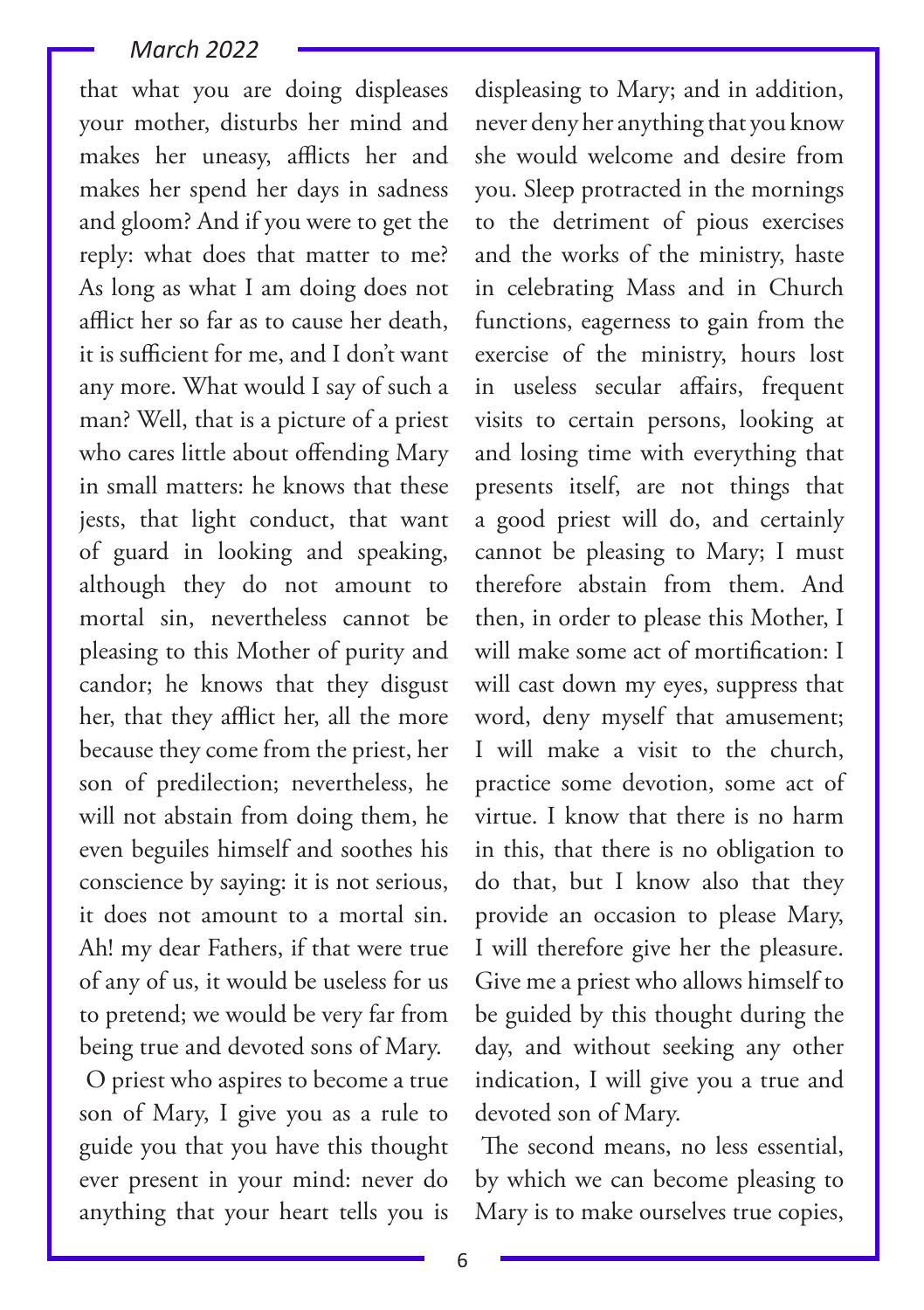that what you are doing displeases your mother, disturbs her mind and makes her uneasy, afflicts her and makes her spend her days in sadness and gloom? And if you were to get the reply: what does that matter to me? As long as what I am doing does not afflict her so far as to cause her death, it is sufficient for me, and I don't want any more. What would I say of such a man? Well, that is a picture of a priest who cares little about offending Mary in small matters: he knows that these jests, that light conduct, that want of guard in looking and speaking, although they do not amount to mortal sin, nevertheless cannot be pleasing to this Mother of purity and candor; he knows that they disgust her, that they afflict her, all the more because they come from the priest, her son of predilection; nevertheless, he will not abstain from doing them, he even beguiles himself and soothes his conscience by saying: it is not serious, it does not amount to a mortal sin. Ah! my dear Fathers, if that were true of any of us, it would be useless for us to pretend; we would be very far from being true and devoted sons of Mary.

O priest who aspires to become a true son of Mary, I give you as a rule to guide you that you have this thought ever present in your mind: never do anything that your heart tells you is displeasing to Mary; and in addition, never deny her anything that you know she would welcome and desire from you. Sleep protracted in the mornings to the detriment of pious exercises and the works of the ministry, haste in celebrating Mass and in Church functions, eagerness to gain from the exercise of the ministry, hours lost in useless secular affairs, frequent visits to certain persons, looking at and losing time with everything that presents itself, are not things that a good priest will do, and certainly cannot be pleasing to Mary; I must therefore abstain from them. And then, in order to please this Mother, I will make some act of mortification: I will cast down my eyes, suppress that word, deny myself that amusement; I will make a visit to the church, practice some devotion, some act of virtue. I know that there is no harm in this, that there is no obligation to do that, but I know also that they provide an occasion to please Mary, I will therefore give her the pleasure. Give me a priest who allows himself to be guided by this thought during the day, and without seeking any other indication, I will give you a true and devoted son of Mary.

The second means, no less essential, by which we can become pleasing to Mary is to make ourselves true copies,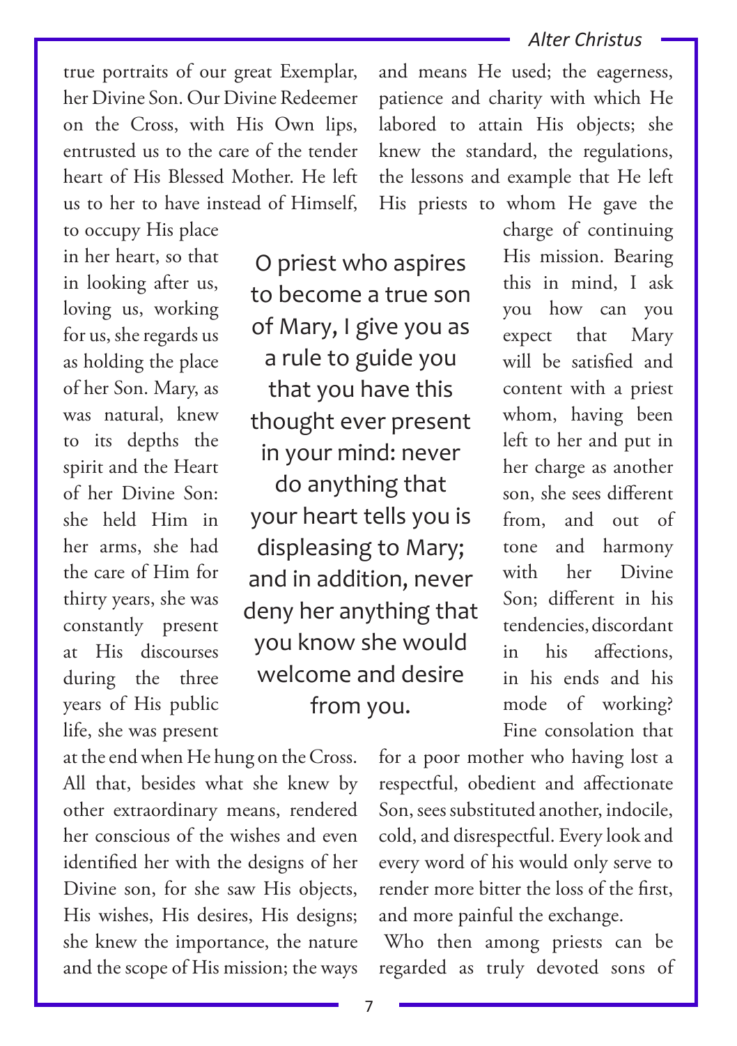true portraits of our great Exemplar, her Divine Son. Our Divine Redeemer on the Cross, with His Own lips, entrusted us to the care of the tender heart of His Blessed Mother. He left us to her to have instead of Himself, to occupy His place in her heart, so that in looking after us, loving us, working for us, she regards us as holding the place of her Son. Mary, as was natural, knew to its depths the spirit and the Heart of her Divine Son: she held Him in her arms, she had the care of Him for thirty years, she was constantly present at His discourses during the three years of His public life, she was present at the end when He hung on the Cross. All that, besides what she knew by other extraordinary means, rendered her conscious of the wishes and even identified her with the designs of her Divine son, for she saw His objects, His wishes, His desires, His designs; she knew the importance, the nature and the scope of His mission; the ways and means He used; the eagerness, patience and charity with which He labored to attain His objects; she knew the standard, the regulations, the lessons and example that He left His priests to whom He gave the charge of continuing His mission. Bearing this in mind, I ask you how can you expect that Mary will be satisfied and content with a priest whom, having been left to her and put in her charge as another son, she sees different from, and out of tone and harmony with her Divine Son; different in his tendencies, discordant in his affections, in his ends and his mode of working? Fine consolation that for a poor mother who having lost a respectful, obedient and affectionate Son, sees substituted another, indocile, cold, and disrespectful. Every look and every word of his would only serve to render more bitter the loss of the first, and more painful the exchange.

> O priest who aspires to become a true son of Mary, I give you as a rule to guide you that you have this thought ever present in your mind: never do anything that your heart tells you is displeasing to Mary; and in addition, never deny her anything that you know she would welcome and desire from you.

Who then among priests can be regarded as truly devoted sons of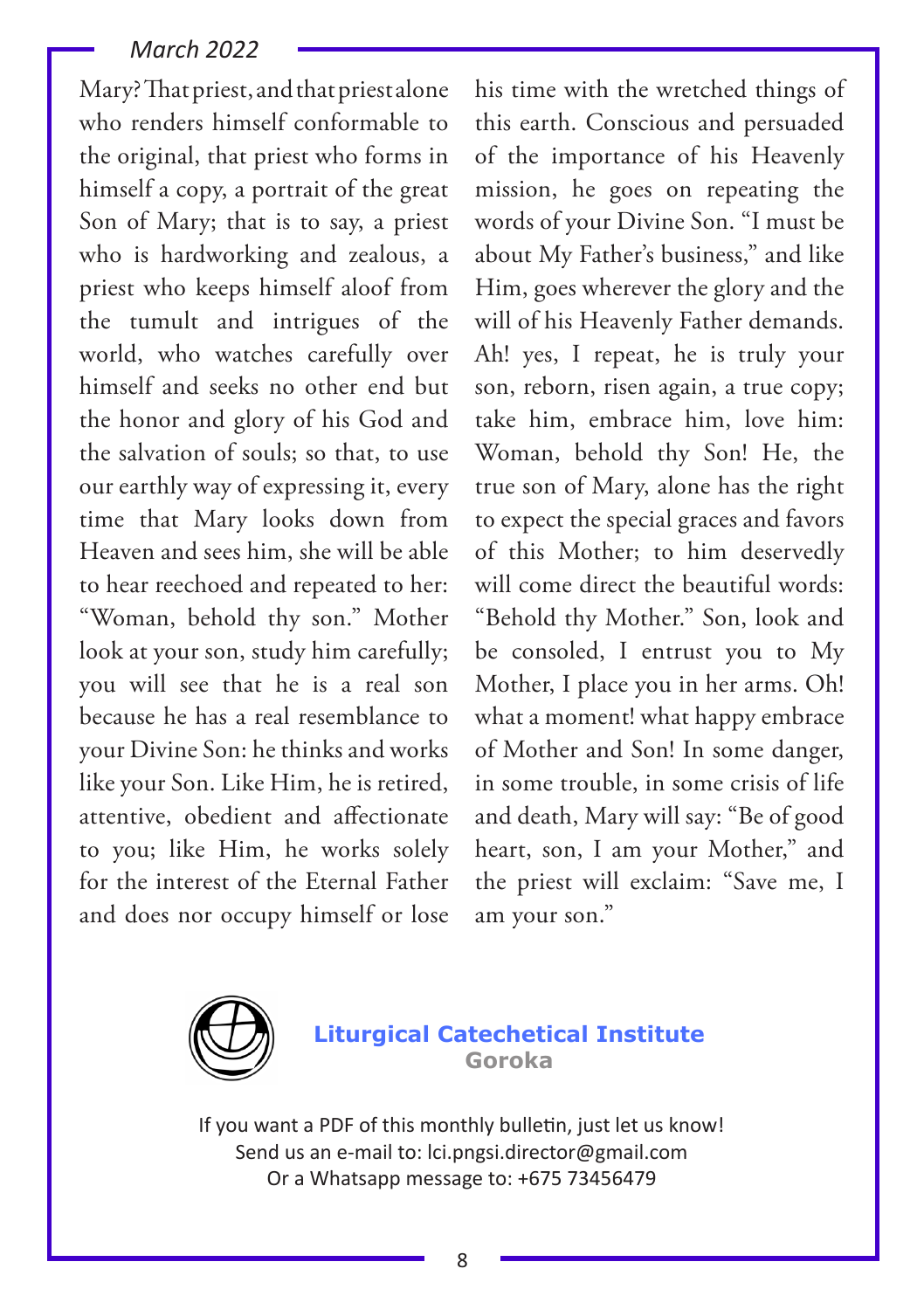Mary? That priest, and that priest alone who renders himself conformable to the original, that priest who forms in himself a copy, a portrait of the great Son of Mary; that is to say, a priest who is hardworking and zealous, a priest who keeps himself aloof from the tumult and intrigues of the world, who watches carefully over himself and seeks no other end but the honor and glory of his God and the salvation of souls; so that, to use our earthly way of expressing it, every time that Mary looks down from Heaven and sees him, she will be able to hear reechoed and repeated to her: "Woman, behold thy son." Mother look at your son, study him carefully; you will see that he is a real son because he has a real resemblance to your Divine Son: he thinks and works like your Son. Like Him, he is retired, attentive, obedient and affectionate to you; like Him, he works solely for the interest of the Eternal Father and does nor occupy himself or lose his time with the wretched things of this earth. Conscious and persuaded of the importance of his Heavenly mission, he goes on repeating the words of your Divine Son. "I must be about My Father's business," and like Him, goes wherever the glory and the will of his Heavenly Father demands. Ah! yes, I repeat, he is truly your son, reborn, risen again, a true copy; take him, embrace him, love him: Woman, behold thy Son! He, the true son of Mary, alone has the right to expect the special graces and favors of this Mother; to him deservedly will come direct the beautiful words: "Behold thy Mother." Son, look and be consoled, I entrust you to My Mother, I place you in her arms. Oh! what a moment! what happy embrace of Mother and Son! In some danger, in some trouble, in some crisis of life and death, Mary will say: "Be of good heart, son, I am your Mother," and the priest will exclaim: "Save me, I am your son."

**Liturgical Catechetical Institute**
**Goroka**

If you want a PDF of this monthly bulletin, just let us know!
Send us an e-mail to: lci.pngsi.director@gmail.com
Or a Whatsapp message to: +675 73456479